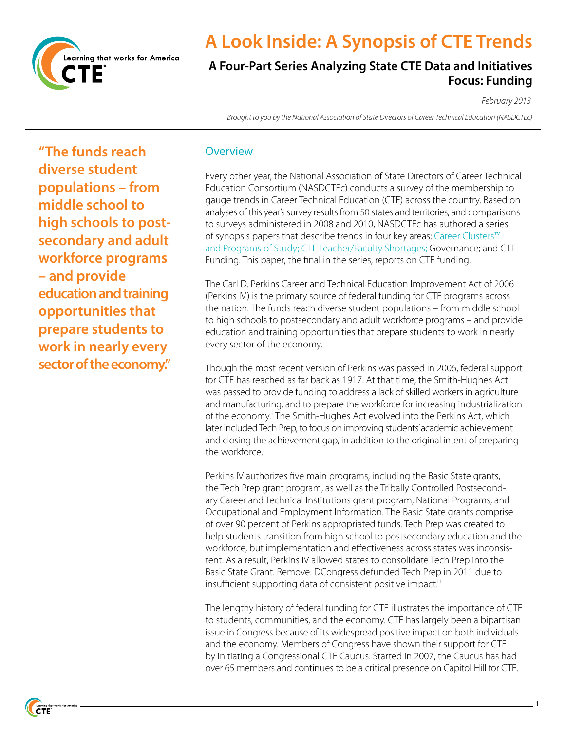# A Look Inside: A Synopsis of CTE Trends

## A Four-Part Series Analyzing State CTE Data and Initiatives
## Focus: Funding

*February 2013*

*Brought to you by the National Association of State Directors of Career Technical Education (NASDCTEc)*

**"The funds reach diverse student populations – from middle school to high schools to post-secondary and adult workforce programs – and provide education and training opportunities that prepare students to work in nearly every sector of the economy."**

### Overview

Every other year, the National Association of State Directors of Career Technical Education Consortium (NASDCTEc) conducts a survey of the membership to gauge trends in Career Technical Education (CTE) across the country. Based on analyses of this year's survey results from 50 states and territories, and comparisons to surveys administered in 2008 and 2010, NASDCTEc has authored a series of synopsis papers that describe trends in four key areas: Career Clusters™ and Programs of Study; CTE Teacher/Faculty Shortages; Governance; and CTE Funding. This paper, the final in the series, reports on CTE funding.

The Carl D. Perkins Career and Technical Education Improvement Act of 2006 (Perkins IV) is the primary source of federal funding for CTE programs across the nation. The funds reach diverse student populations – from middle school to high schools to postsecondary and adult workforce programs – and provide education and training opportunities that prepare students to work in nearly every sector of the economy.

Though the most recent version of Perkins was passed in 2006, federal support for CTE has reached as far back as 1917. At that time, the Smith-Hughes Act was passed to provide funding to address a lack of skilled workers in agriculture and manufacturing, and to prepare the workforce for increasing industrialization of the economy.[i] The Smith-Hughes Act evolved into the Perkins Act, which later included Tech Prep, to focus on improving students' academic achievement and closing the achievement gap, in addition to the original intent of preparing the workforce.[ii]

Perkins IV authorizes five main programs, including the Basic State grants, the Tech Prep grant program, as well as the Tribally Controlled Postsecondary Career and Technical Institutions grant program, National Programs, and Occupational and Employment Information. The Basic State grants comprise of over 90 percent of Perkins appropriated funds. Tech Prep was created to help students transition from high school to postsecondary education and the workforce, but implementation and effectiveness across states was inconsistent. As a result, Perkins IV allowed states to consolidate Tech Prep into the Basic State Grant. Remove: DCongress defunded Tech Prep in 2011 due to insufficient supporting data of consistent positive impact.[iii]

The lengthy history of federal funding for CTE illustrates the importance of CTE to students, communities, and the economy. CTE has largely been a bipartisan issue in Congress because of its widespread positive impact on both individuals and the economy. Members of Congress have shown their support for CTE by initiating a Congressional CTE Caucus. Started in 2007, the Caucus has had over 65 members and continues to be a critical presence on Capitol Hill for CTE.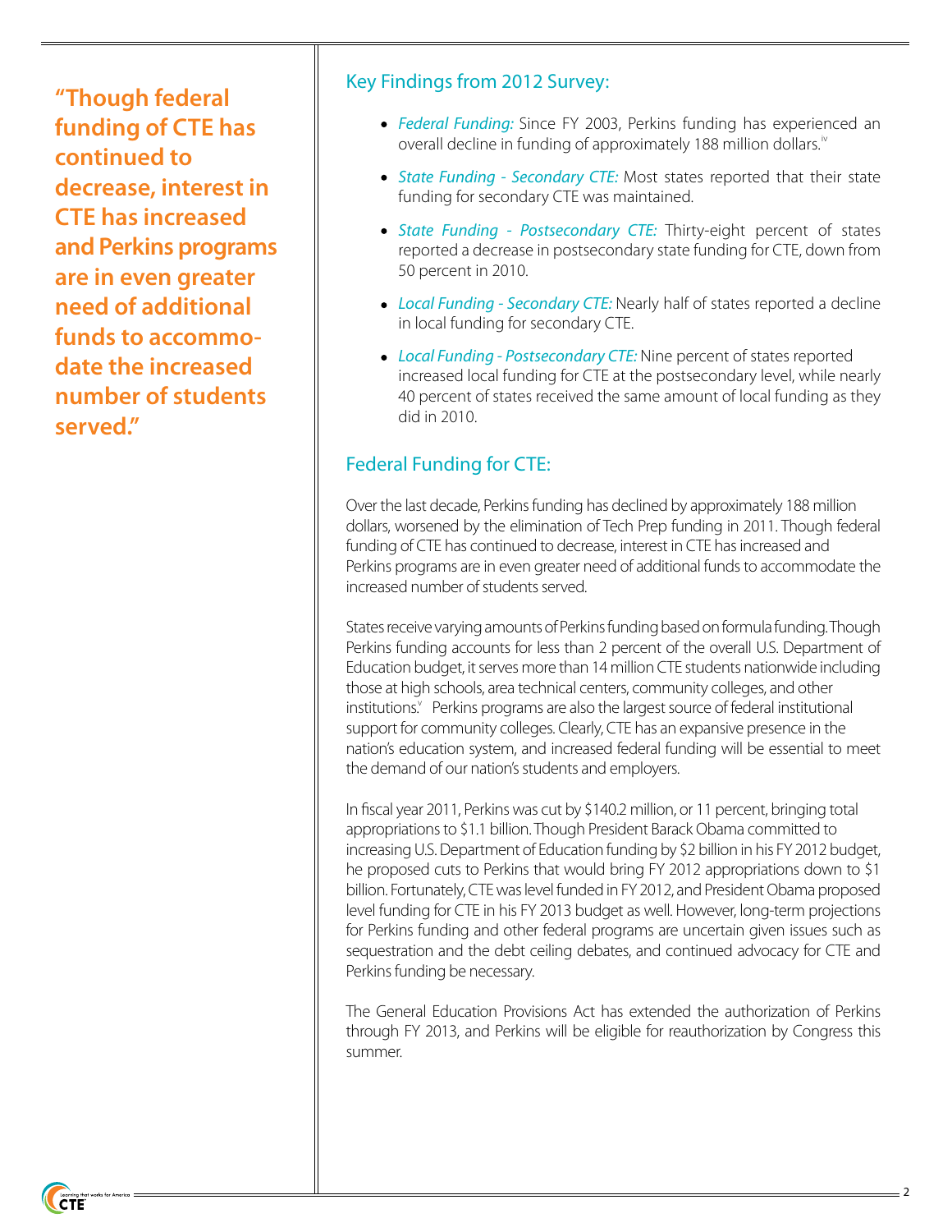**"Though federal funding of CTE has continued to decrease, interest in CTE has increased and Perkins programs are in even greater need of additional funds to accommodate the increased number of students served."**

## Key Findings from 2012 Survey:

- *Federal Funding:* Since FY 2003, Perkins funding has experienced an overall decline in funding of approximately 188 million dollars.[iv]
- *State Funding - Secondary CTE:* Most states reported that their state funding for secondary CTE was maintained.
- *State Funding - Postsecondary CTE:* Thirty-eight percent of states reported a decrease in postsecondary state funding for CTE, down from 50 percent in 2010.
- *Local Funding - Secondary CTE:* Nearly half of states reported a decline in local funding for secondary CTE.
- *Local Funding - Postsecondary CTE:* Nine percent of states reported increased local funding for CTE at the postsecondary level, while nearly 40 percent of states received the same amount of local funding as they did in 2010.

## Federal Funding for CTE:

Over the last decade, Perkins funding has declined by approximately 188 million dollars, worsened by the elimination of Tech Prep funding in 2011. Though federal funding of CTE has continued to decrease, interest in CTE has increased and Perkins programs are in even greater need of additional funds to accommodate the increased number of students served.

States receive varying amounts of Perkins funding based on formula funding. Though Perkins funding accounts for less than 2 percent of the overall U.S. Department of Education budget, it serves more than 14 million CTE students nationwide including those at high schools, area technical centers, community colleges, and other institutions.[v] Perkins programs are also the largest source of federal institutional support for community colleges. Clearly, CTE has an expansive presence in the nation's education system, and increased federal funding will be essential to meet the demand of our nation's students and employers.

In fiscal year 2011, Perkins was cut by $140.2 million, or 11 percent, bringing total appropriations to $1.1 billion. Though President Barack Obama committed to increasing U.S. Department of Education funding by $2 billion in his FY 2012 budget, he proposed cuts to Perkins that would bring FY 2012 appropriations down to $1 billion. Fortunately, CTE was level funded in FY 2012, and President Obama proposed level funding for CTE in his FY 2013 budget as well. However, long-term projections for Perkins funding and other federal programs are uncertain given issues such as sequestration and the debt ceiling debates, and continued advocacy for CTE and Perkins funding be necessary.

The General Education Provisions Act has extended the authorization of Perkins through FY 2013, and Perkins will be eligible for reauthorization by Congress this summer.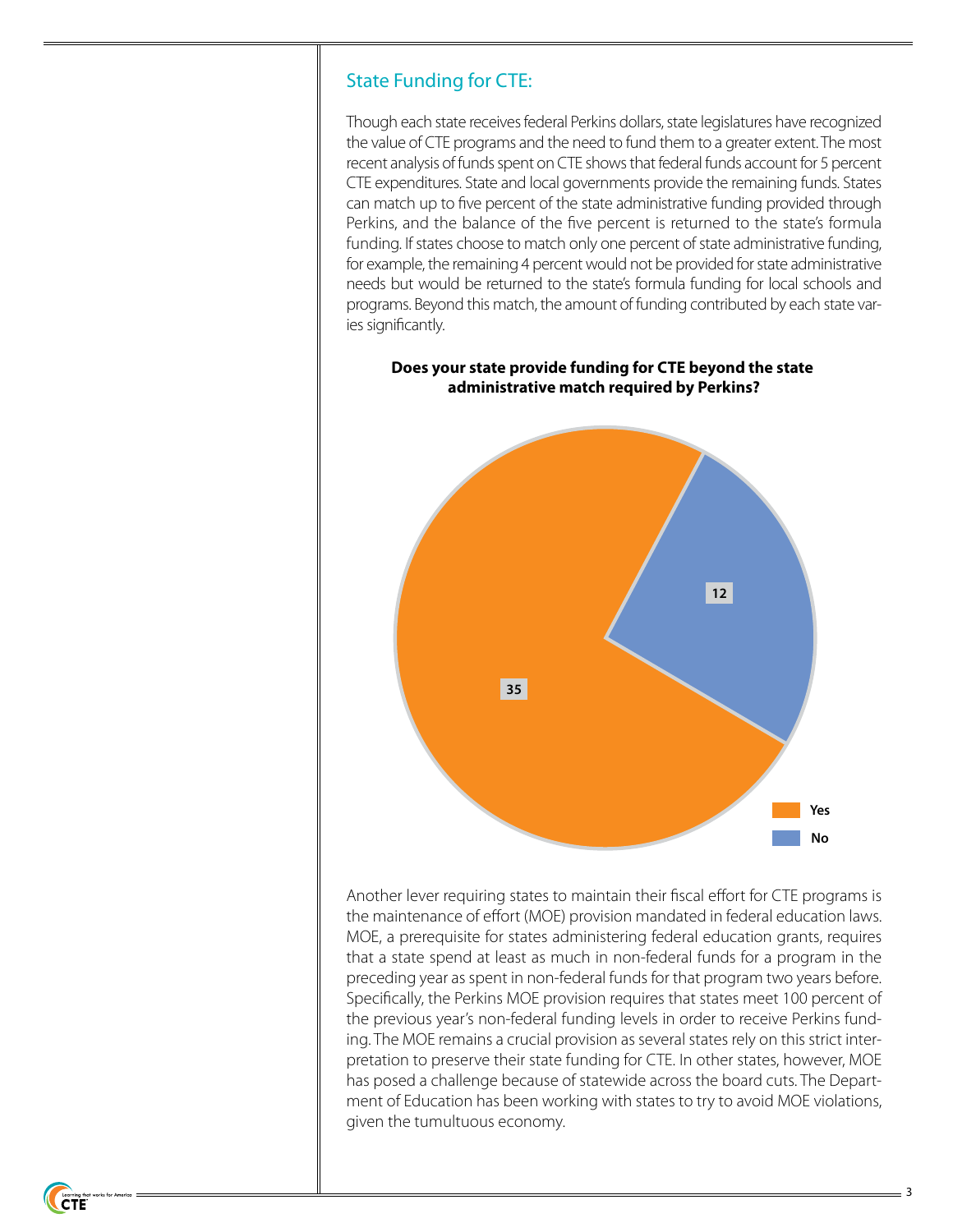## State Funding for CTE:

Though each state receives federal Perkins dollars, state legislatures have recognized the value of CTE programs and the need to fund them to a greater extent. The most recent analysis of funds spent on CTE shows that federal funds account for 5 percent CTE expenditures. State and local governments provide the remaining funds. States can match up to five percent of the state administrative funding provided through Perkins, and the balance of the five percent is returned to the state's formula funding. If states choose to match only one percent of state administrative funding, for example, the remaining 4 percent would not be provided for state administrative needs but would be returned to the state's formula funding for local schools and programs. Beyond this match, the amount of funding contributed by each state varies significantly.

**Does your state provide funding for CTE beyond the state administrative match required by Perkins?**

| Response | Number of states |
| --- | --- |
| Yes | 35 |
| No | 12 |

Another lever requiring states to maintain their fiscal effort for CTE programs is the maintenance of effort (MOE) provision mandated in federal education laws. MOE, a prerequisite for states administering federal education grants, requires that a state spend at least as much in non-federal funds for a program in the preceding year as spent in non-federal funds for that program two years before. Specifically, the Perkins MOE provision requires that states meet 100 percent of the previous year's non-federal funding levels in order to receive Perkins funding. The MOE remains a crucial provision as several states rely on this strict interpretation to preserve their state funding for CTE. In other states, however, MOE has posed a challenge because of statewide across the board cuts. The Department of Education has been working with states to try to avoid MOE violations, given the tumultuous economy.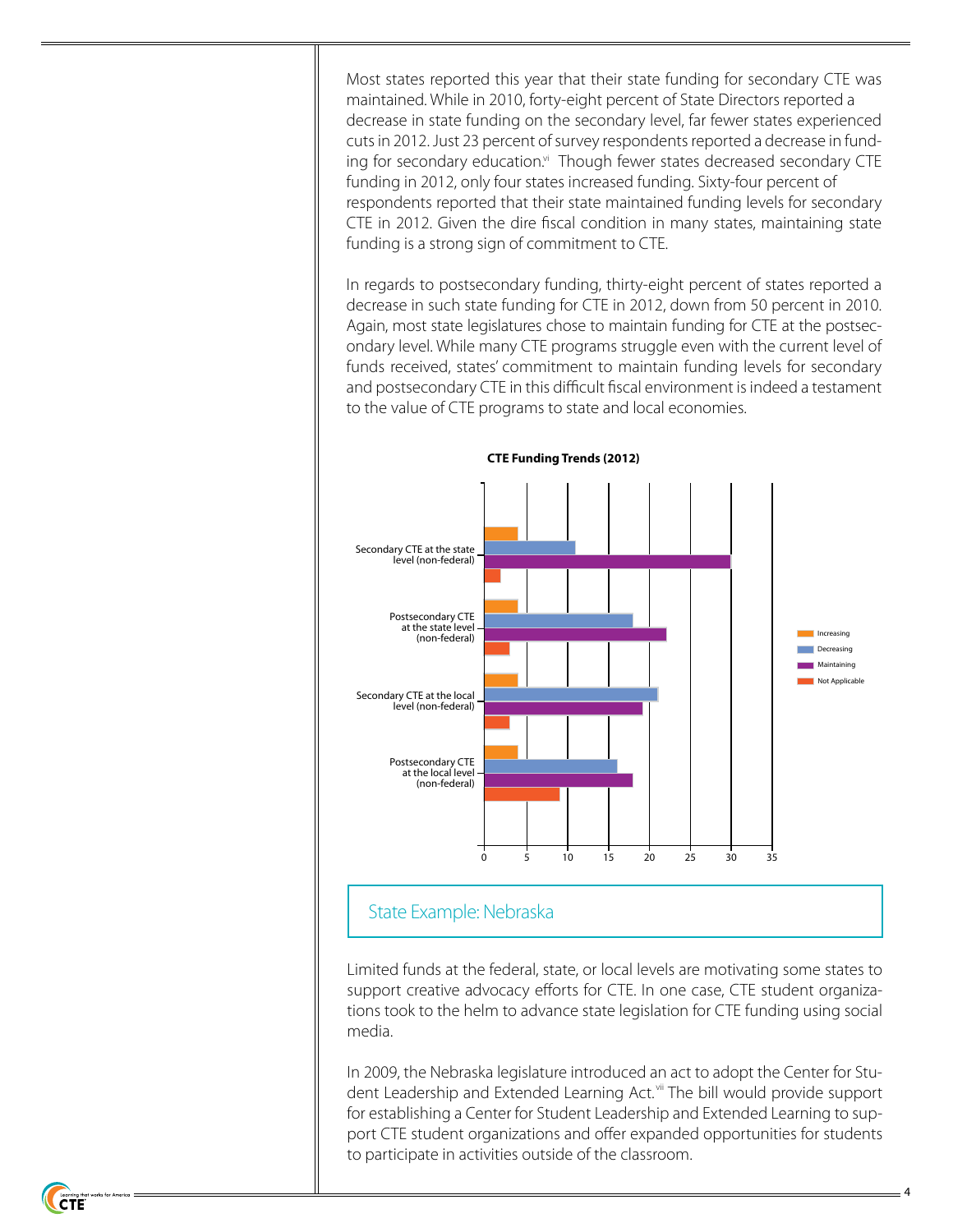Most states reported this year that their state funding for secondary CTE was maintained. While in 2010, forty-eight percent of State Directors reported a decrease in state funding on the secondary level, far fewer states experienced cuts in 2012. Just 23 percent of survey respondents reported a decrease in funding for secondary education.[vi] Though fewer states decreased secondary CTE funding in 2012, only four states increased funding. Sixty-four percent of respondents reported that their state maintained funding levels for secondary CTE in 2012. Given the dire fiscal condition in many states, maintaining state funding is a strong sign of commitment to CTE.

In regards to postsecondary funding, thirty-eight percent of states reported a decrease in such state funding for CTE in 2012, down from 50 percent in 2010. Again, most state legislatures chose to maintain funding for CTE at the postsecondary level. While many CTE programs struggle even with the current level of funds received, states' commitment to maintain funding levels for secondary and postsecondary CTE in this difficult fiscal environment is indeed a testament to the value of CTE programs to state and local economies.

**CTE Funding Trends (2012)**

| | Increasing | Decreasing | Maintaining | Not Applicable |
|---|---|---|---|---|
| Secondary CTE at the state level (non-federal) | 4 | 11 | 30 | 2 |
| Postsecondary CTE at the state level (non-federal) | 4 | 18 | 22 | 3 |
| Secondary CTE at the local level (non-federal) | 4 | 21 | 19 | 3 |
| Postsecondary CTE at the local level (non-federal) | 4 | 16 | 18 | 9 |

## State Example: Nebraska

Limited funds at the federal, state, or local levels are motivating some states to support creative advocacy efforts for CTE. In one case, CTE student organizations took to the helm to advance state legislation for CTE funding using social media.

In 2009, the Nebraska legislature introduced an act to adopt the Center for Student Leadership and Extended Learning Act.[vii] The bill would provide support for establishing a Center for Student Leadership and Extended Learning to support CTE student organizations and offer expanded opportunities for students to participate in activities outside of the classroom.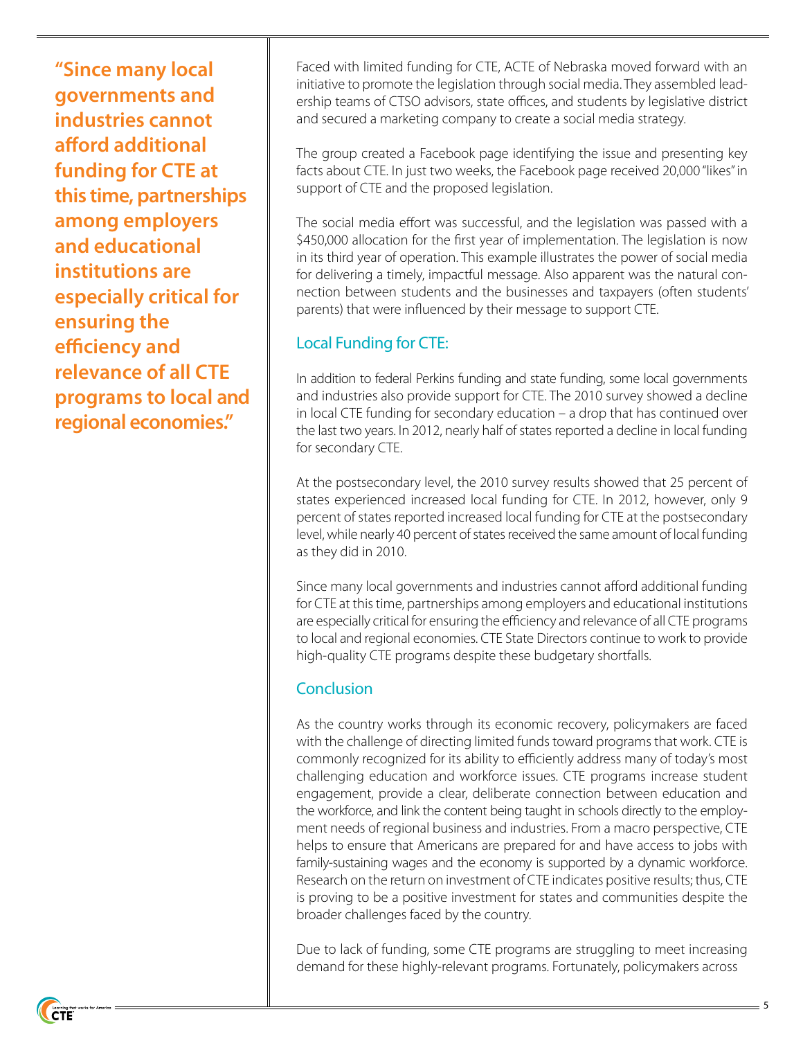**"Since many local governments and industries cannot afford additional funding for CTE at this time, partnerships among employers and educational institutions are especially critical for ensuring the efficiency and relevance of all CTE programs to local and regional economies."**

Faced with limited funding for CTE, ACTE of Nebraska moved forward with an initiative to promote the legislation through social media. They assembled leadership teams of CTSO advisors, state offices, and students by legislative district and secured a marketing company to create a social media strategy.

The group created a Facebook page identifying the issue and presenting key facts about CTE. In just two weeks, the Facebook page received 20,000 "likes" in support of CTE and the proposed legislation.

The social media effort was successful, and the legislation was passed with a $450,000 allocation for the first year of implementation. The legislation is now in its third year of operation. This example illustrates the power of social media for delivering a timely, impactful message. Also apparent was the natural connection between students and the businesses and taxpayers (often students' parents) that were influenced by their message to support CTE.

## Local Funding for CTE:

In addition to federal Perkins funding and state funding, some local governments and industries also provide support for CTE. The 2010 survey showed a decline in local CTE funding for secondary education – a drop that has continued over the last two years. In 2012, nearly half of states reported a decline in local funding for secondary CTE.

At the postsecondary level, the 2010 survey results showed that 25 percent of states experienced increased local funding for CTE. In 2012, however, only 9 percent of states reported increased local funding for CTE at the postsecondary level, while nearly 40 percent of states received the same amount of local funding as they did in 2010.

Since many local governments and industries cannot afford additional funding for CTE at this time, partnerships among employers and educational institutions are especially critical for ensuring the efficiency and relevance of all CTE programs to local and regional economies. CTE State Directors continue to work to provide high-quality CTE programs despite these budgetary shortfalls.

## Conclusion

As the country works through its economic recovery, policymakers are faced with the challenge of directing limited funds toward programs that work. CTE is commonly recognized for its ability to efficiently address many of today's most challenging education and workforce issues. CTE programs increase student engagement, provide a clear, deliberate connection between education and the workforce, and link the content being taught in schools directly to the employment needs of regional business and industries. From a macro perspective, CTE helps to ensure that Americans are prepared for and have access to jobs with family-sustaining wages and the economy is supported by a dynamic workforce. Research on the return on investment of CTE indicates positive results; thus, CTE is proving to be a positive investment for states and communities despite the broader challenges faced by the country.

Due to lack of funding, some CTE programs are struggling to meet increasing demand for these highly-relevant programs. Fortunately, policymakers across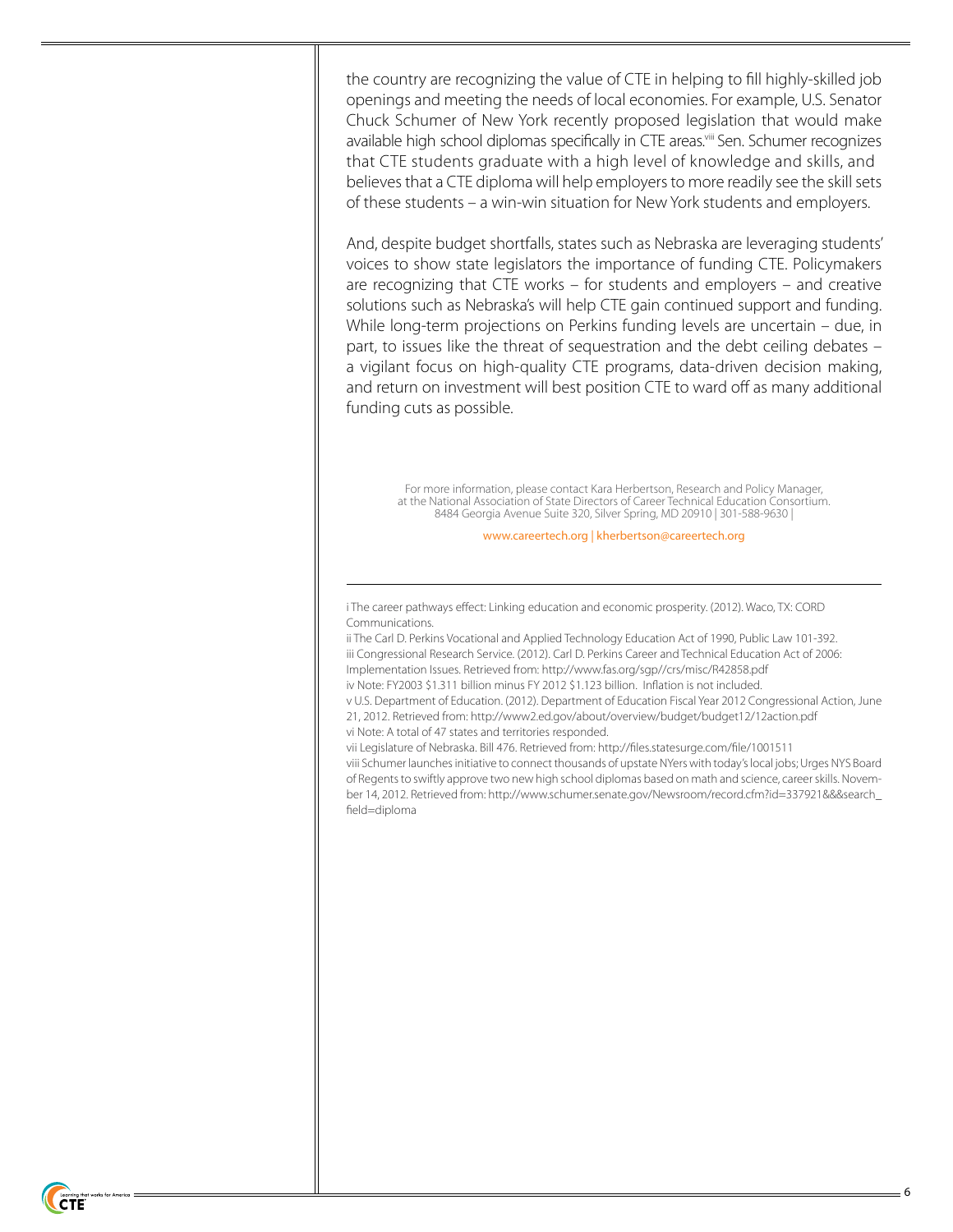the country are recognizing the value of CTE in helping to fill highly-skilled job openings and meeting the needs of local economies. For example, U.S. Senator Chuck Schumer of New York recently proposed legislation that would make available high school diplomas specifically in CTE areas.[viii] Sen. Schumer recognizes that CTE students graduate with a high level of knowledge and skills, and believes that a CTE diploma will help employers to more readily see the skill sets of these students – a win-win situation for New York students and employers.

And, despite budget shortfalls, states such as Nebraska are leveraging students' voices to show state legislators the importance of funding CTE. Policymakers are recognizing that CTE works – for students and employers – and creative solutions such as Nebraska's will help CTE gain continued support and funding. While long-term projections on Perkins funding levels are uncertain – due, in part, to issues like the threat of sequestration and the debt ceiling debates – a vigilant focus on high-quality CTE programs, data-driven decision making, and return on investment will best position CTE to ward off as many additional funding cuts as possible.

For more information, please contact Kara Herbertson, Research and Policy Manager, at the National Association of State Directors of Career Technical Education Consortium. 8484 Georgia Avenue Suite 320, Silver Spring, MD 20910 | 301-588-9630 |

www.careertech.org | kherbertson@careertech.org

---

i The career pathways effect: Linking education and economic prosperity. (2012). Waco, TX: CORD Communications.

ii The Carl D. Perkins Vocational and Applied Technology Education Act of 1990, Public Law 101-392.

iii Congressional Research Service. (2012). Carl D. Perkins Career and Technical Education Act of 2006: Implementation Issues. Retrieved from: http://www.fas.org/sgp//crs/misc/R42858.pdf

iv Note: FY2003 $1.311 billion minus FY 2012 $1.123 billion. Inflation is not included.

v U.S. Department of Education. (2012). Department of Education Fiscal Year 2012 Congressional Action, June 21, 2012. Retrieved from: http://www2.ed.gov/about/overview/budget/budget12/12action.pdf

vi Note: A total of 47 states and territories responded.

vii Legislature of Nebraska. Bill 476. Retrieved from: http://files.statesurge.com/file/1001511

viii Schumer launches initiative to connect thousands of upstate NYers with today's local jobs; Urges NYS Board of Regents to swiftly approve two new high school diplomas based on math and science, career skills. November 14, 2012. Retrieved from: http://www.schumer.senate.gov/Newsroom/record.cfm?id=337921&&search_field=diploma